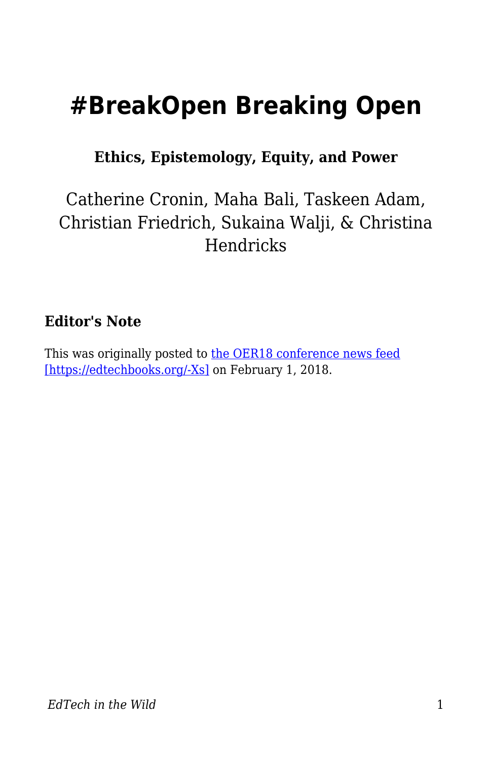# #BreakOpen Breaking Open

**Ethics, Epistemology, Equity, and Power**

Catherine Cronin, Maha Bali, Taskeen Adam, Christian Friedrich, Sukaina Walji, & Christina Hendricks

### Editor's Note

This was originally posted to [the OER18 conference news feed [https://edtechbooks.org/-Xs]](https://edtechbooks.org/-Xs) on February 1, 2018.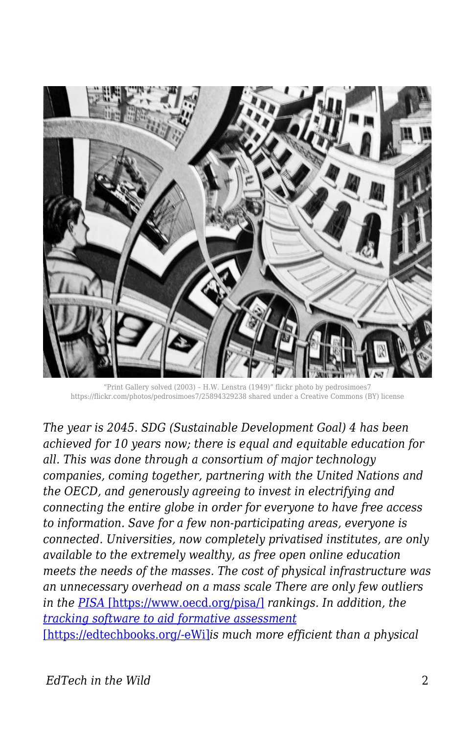"Print Gallery solved (2003) – H.W. Lenstra (1949)" flickr photo by pedrosimoes7 https://flickr.com/photos/pedrosimoes7/25894329238 shared under a Creative Commons (BY) license

*The year is 2045. SDG (Sustainable Development Goal) 4 has been achieved for 10 years now; there is equal and equitable education for all. This was done through a consortium of major technology companies, coming together, partnering with the United Nations and the OECD, and generously agreeing to invest in electrifying and connecting the entire globe in order for everyone to have free access to information. Save for a few non-participating areas, everyone is connected. Universities, now completely privatised institutes, are only available to the extremely wealthy, as free open online education meets the needs of the masses. The cost of physical infrastructure was an unnecessary overhead on a mass scale There are only few outliers in the [PISA [https://www.oecd.org/pisa/]](https://www.oecd.org/pisa/) rankings. In addition, the [tracking software to aid formative assessment [https://edtechbooks.org/-eWi]](https://edtechbooks.org/-eWi)is much more efficient than a physical*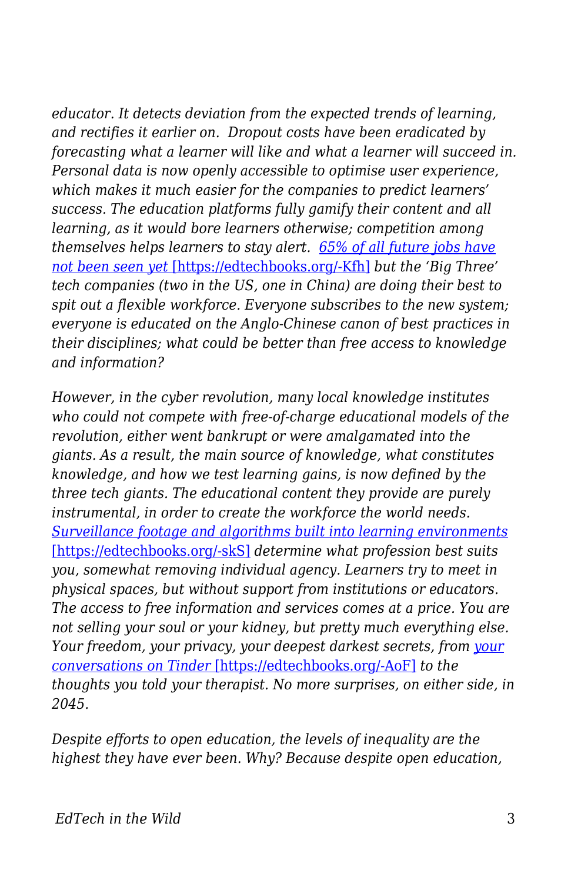*educator. It detects deviation from the expected trends of learning, and rectifies it earlier on. Dropout costs have been eradicated by forecasting what a learner will like and what a learner will succeed in. Personal data is now openly accessible to optimise user experience, which makes it much easier for the companies to predict learners' success. The education platforms fully gamify their content and all learning, as it would bore learners otherwise; competition among themselves helps learners to stay alert. [65% of all future jobs have not been seen yet](https://edtechbooks.org/-Kfh) [https://edtechbooks.org/-Kfh] but the 'Big Three' tech companies (two in the US, one in China) are doing their best to spit out a flexible workforce. Everyone subscribes to the new system; everyone is educated on the Anglo-Chinese canon of best practices in their disciplines; what could be better than free access to knowledge and information?*

*However, in the cyber revolution, many local knowledge institutes who could not compete with free-of-charge educational models of the revolution, either went bankrupt or were amalgamated into the giants. As a result, the main source of knowledge, what constitutes knowledge, and how we test learning gains, is now defined by the three tech giants. The educational content they provide are purely instrumental, in order to create the workforce the world needs. [Surveillance footage and algorithms built into learning environments](https://edtechbooks.org/-skS) [https://edtechbooks.org/-skS] determine what profession best suits you, somewhat removing individual agency. Learners try to meet in physical spaces, but without support from institutions or educators. The access to free information and services comes at a price. You are not selling your soul or your kidney, but pretty much everything else. Your freedom, your privacy, your deepest darkest secrets, from [your conversations on Tinder](https://edtechbooks.org/-AoF) [https://edtechbooks.org/-AoF] to the thoughts you told your therapist. No more surprises, on either side, in 2045.*

*Despite efforts to open education, the levels of inequality are the highest they have ever been. Why? Because despite open education,*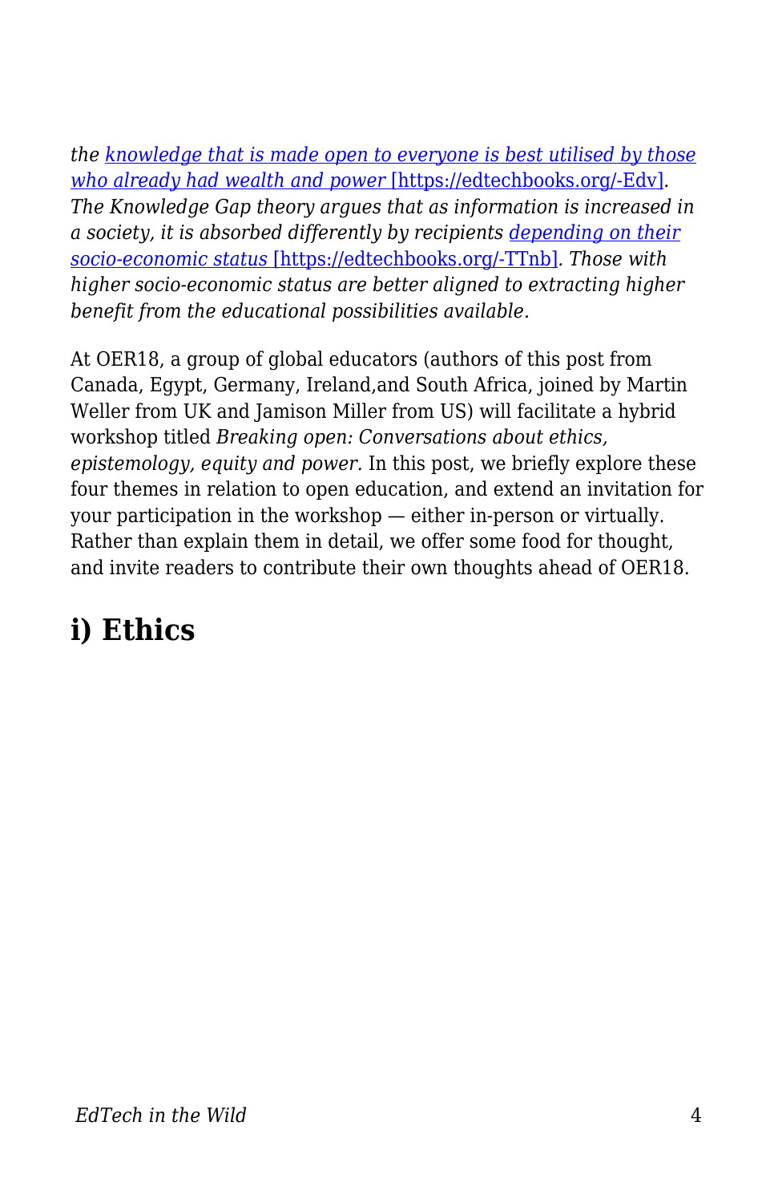*the [knowledge that is made open to everyone is best utilised by those who already had wealth and power](https://edtechbooks.org/-Edv) [https://edtechbooks.org/-Edv]. The Knowledge Gap theory argues that as information is increased in a society, it is absorbed differently by recipients [depending on their socio-economic status](https://edtechbooks.org/-TTnb) [https://edtechbooks.org/-TTnb]. Those with higher socio-economic status are better aligned to extracting higher benefit from the educational possibilities available.*

At OER18, a group of global educators (authors of this post from Canada, Egypt, Germany, Ireland,and South Africa, joined by Martin Weller from UK and Jamison Miller from US) will facilitate a hybrid workshop titled *Breaking open: Conversations about ethics, epistemology, equity and power.* In this post, we briefly explore these four themes in relation to open education, and extend an invitation for your participation in the workshop — either in-person or virtually. Rather than explain them in detail, we offer some food for thought, and invite readers to contribute their own thoughts ahead of OER18.

## i) Ethics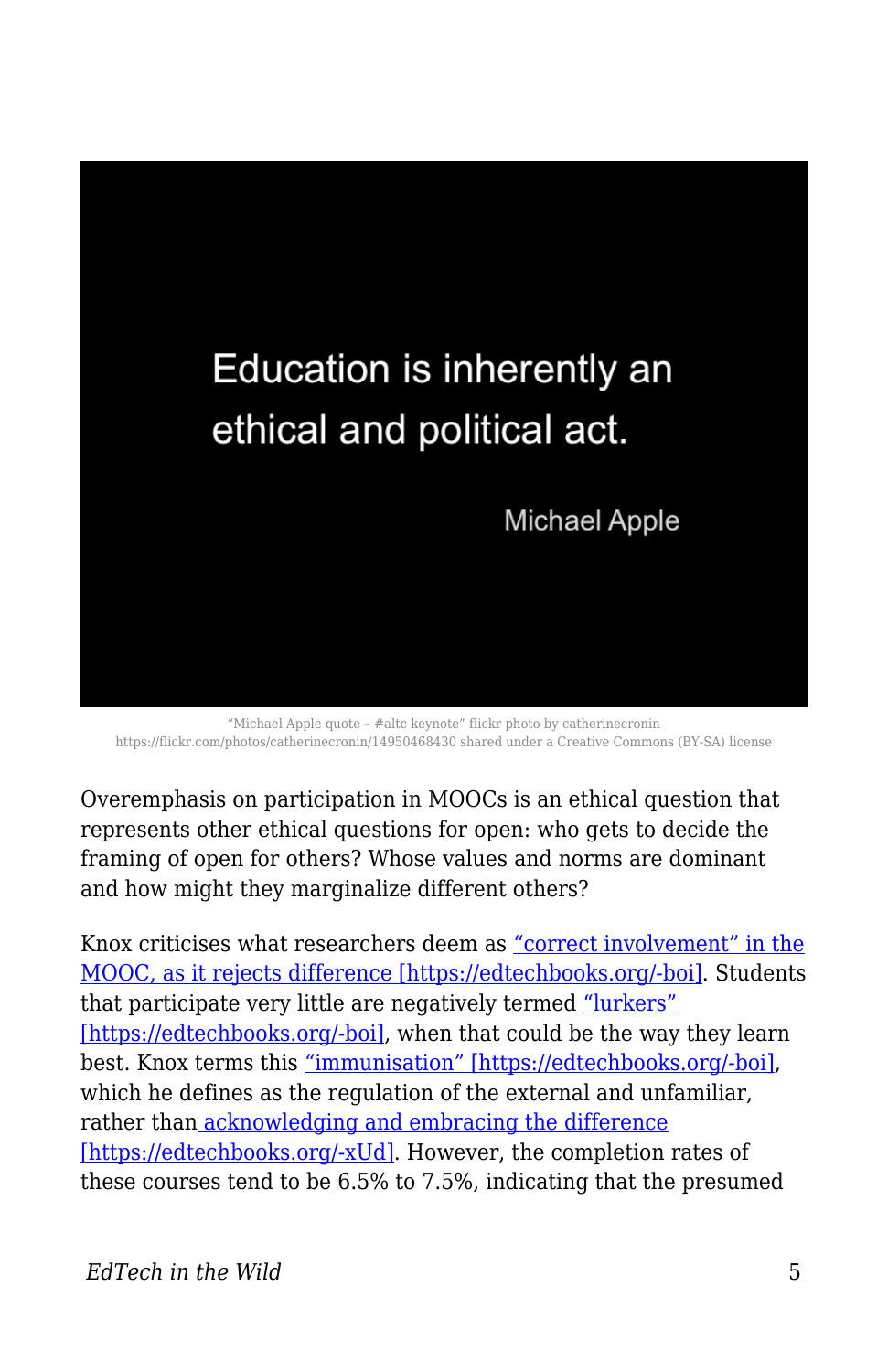Education is inherently an ethical and political act.

Michael Apple

"Michael Apple quote – #altc keynote" flickr photo by catherinecronin https://flickr.com/photos/catherinecronin/14950468430 shared under a Creative Commons (BY-SA) license

Overemphasis on participation in MOOCs is an ethical question that represents other ethical questions for open: who gets to decide the framing of open for others? Whose values and norms are dominant and how might they marginalize different others?

Knox criticises what researchers deem as "correct involvement" in the MOOC, as it rejects difference [https://edtechbooks.org/-boi]. Students that participate very little are negatively termed "lurkers" [https://edtechbooks.org/-boi], when that could be the way they learn best. Knox terms this "immunisation" [https://edtechbooks.org/-boi], which he defines as the regulation of the external and unfamiliar, rather than acknowledging and embracing the difference [https://edtechbooks.org/-xUd]. However, the completion rates of these courses tend to be 6.5% to 7.5%, indicating that the presumed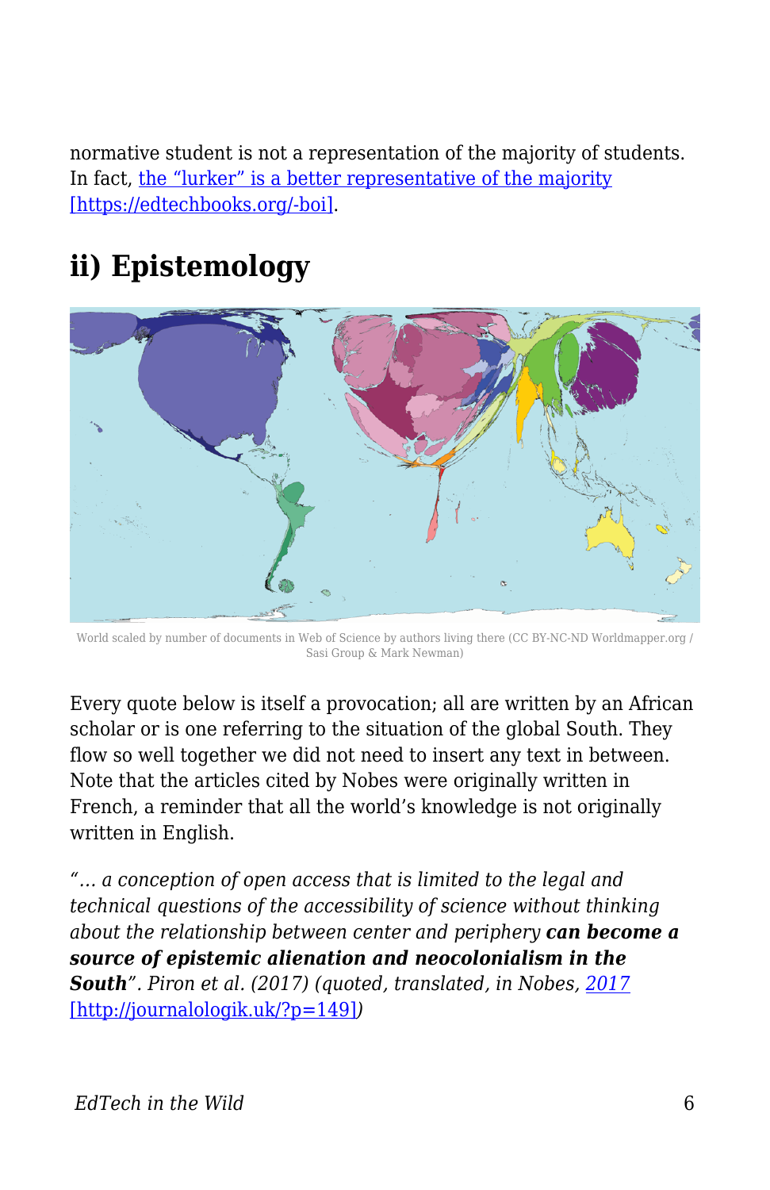normative student is not a representation of the majority of students. In fact, [the "lurker" is a better representative of the majority [https://edtechbooks.org/-boi]](https://edtechbooks.org/-boi).

## ii) Epistemology

World scaled by number of documents in Web of Science by authors living there (CC BY-NC-ND Worldmapper.org / Sasi Group & Mark Newman)

Every quote below is itself a provocation; all are written by an African scholar or is one referring to the situation of the global South. They flow so well together we did not need to insert any text in between. Note that the articles cited by Nobes were originally written in French, a reminder that all the world's knowledge is not originally written in English.

*"... a conception of open access that is limited to the legal and technical questions of the accessibility of science without thinking about the relationship between center and periphery* ***can become a source of epistemic alienation and neocolonialism in the South****". Piron et al. (2017) (quoted, translated, in Nobes, [2017 [http://journalologik.uk/?p=149]](http://journalologik.uk/?p=149))*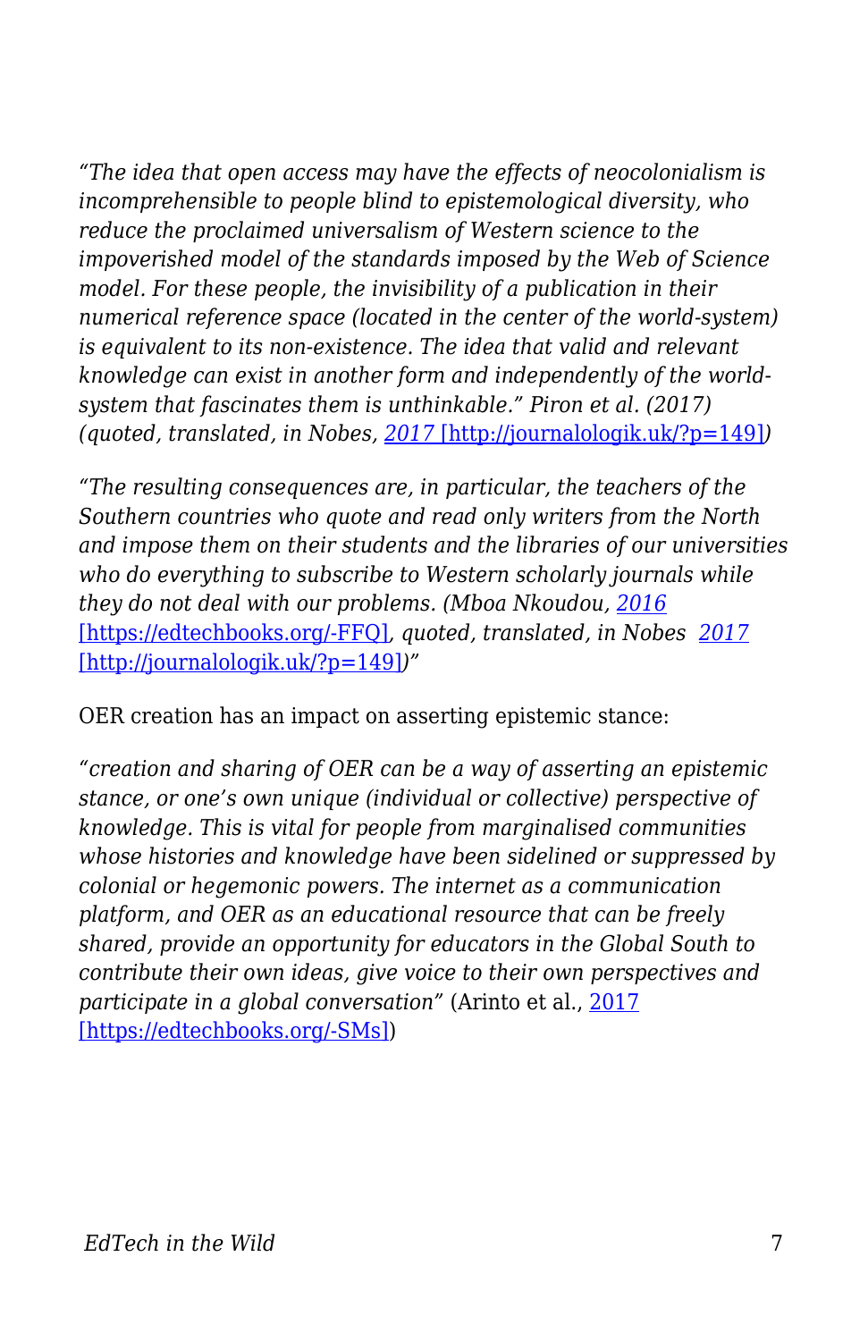*"The idea that open access may have the effects of neocolonialism is incomprehensible to people blind to epistemological diversity, who reduce the proclaimed universalism of Western science to the impoverished model of the standards imposed by the Web of Science model. For these people, the invisibility of a publication in their numerical reference space (located in the center of the world-system) is equivalent to its non-existence. The idea that valid and relevant knowledge can exist in another form and independently of the world-system that fascinates them is unthinkable." Piron et al. (2017) (quoted, translated, in Nobes, [2017 [http://journalologik.uk/?p=149]](http://journalologik.uk/?p=149))*

*"The resulting consequences are, in particular, the teachers of the Southern countries who quote and read only writers from the North and impose them on their students and the libraries of our universities who do everything to subscribe to Western scholarly journals while they do not deal with our problems. (Mboa Nkoudou, [2016 [https://edtechbooks.org/-FFQ]](https://edtechbooks.org/-FFQ), quoted, translated, in Nobes [2017 [http://journalologik.uk/?p=149]](http://journalologik.uk/?p=149))"*

OER creation has an impact on asserting epistemic stance:

*"creation and sharing of OER can be a way of asserting an epistemic stance, or one's own unique (individual or collective) perspective of knowledge. This is vital for people from marginalised communities whose histories and knowledge have been sidelined or suppressed by colonial or hegemonic powers. The internet as a communication platform, and OER as an educational resource that can be freely shared, provide an opportunity for educators in the Global South to contribute their own ideas, give voice to their own perspectives and participate in a global conversation"* (Arinto et al., [2017 [https://edtechbooks.org/-SMs]](https://edtechbooks.org/-SMs))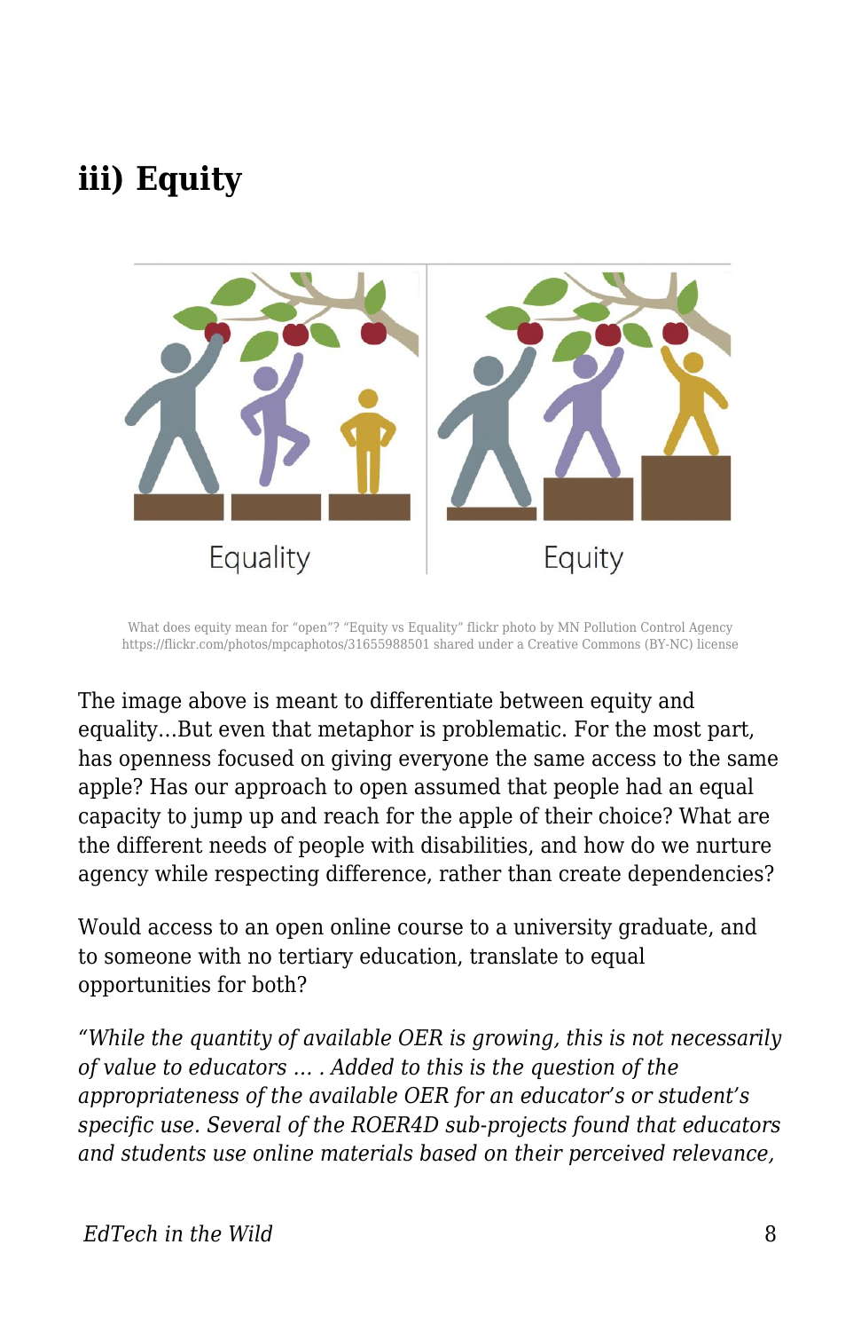## iii) Equity

What does equity mean for "open"? "Equity vs Equality" flickr photo by MN Pollution Control Agency https://flickr.com/photos/mpcaphotos/31655988501 shared under a Creative Commons (BY-NC) license

The image above is meant to differentiate between equity and equality…But even that metaphor is problematic. For the most part, has openness focused on giving everyone the same access to the same apple? Has our approach to open assumed that people had an equal capacity to jump up and reach for the apple of their choice? What are the different needs of people with disabilities, and how do we nurture agency while respecting difference, rather than create dependencies?

Would access to an open online course to a university graduate, and to someone with no tertiary education, translate to equal opportunities for both?

*"While the quantity of available OER is growing, this is not necessarily of value to educators … . Added to this is the question of the appropriateness of the available OER for an educator's or student's specific use. Several of the ROER4D sub-projects found that educators and students use online materials based on their perceived relevance,*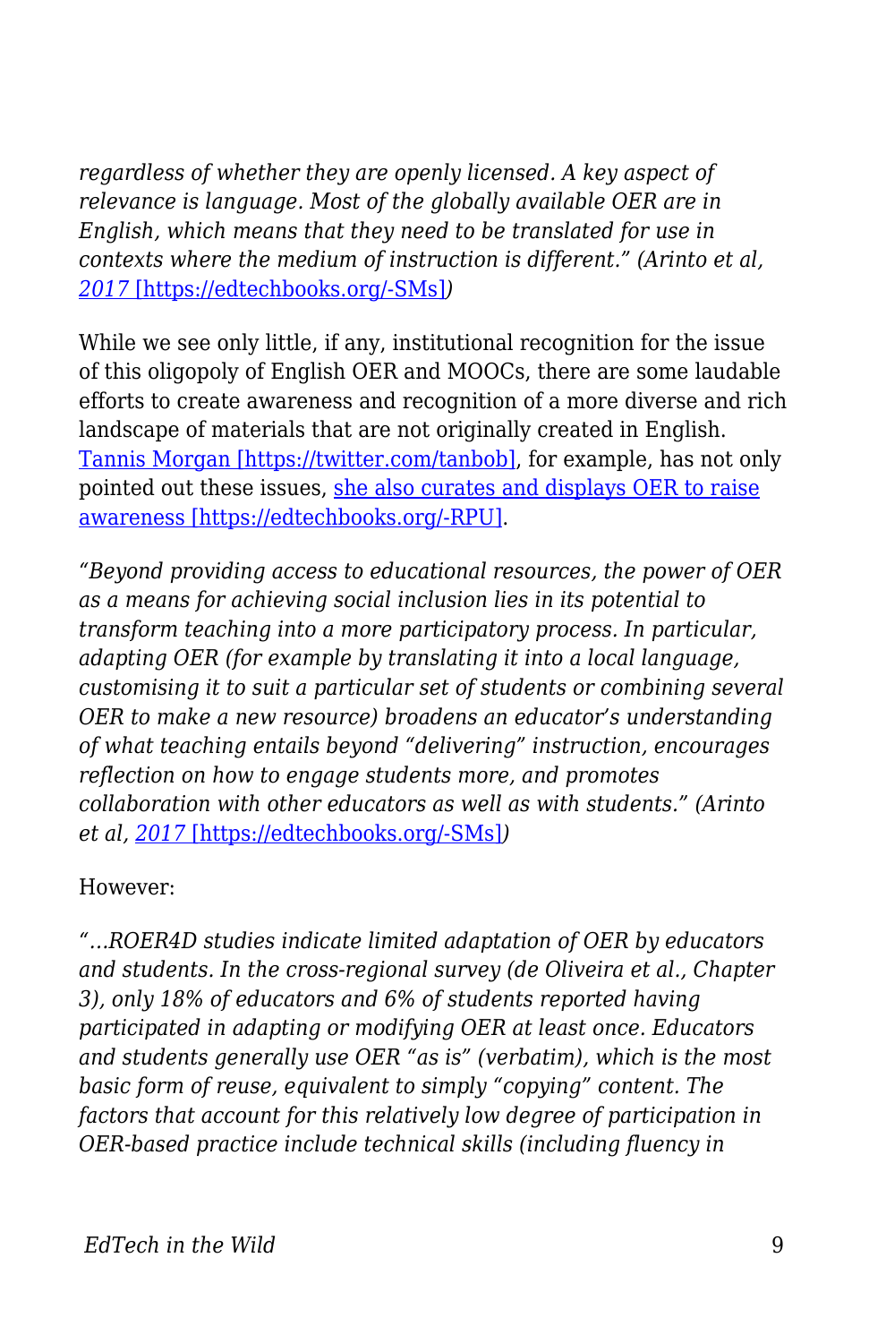*regardless of whether they are openly licensed. A key aspect of relevance is language. Most of the globally available OER are in English, which means that they need to be translated for use in contexts where the medium of instruction is different." (Arinto et al, [2017](https://edtechbooks.org/-SMs) [https://edtechbooks.org/-SMs])*

While we see only little, if any, institutional recognition for the issue of this oligopoly of English OER and MOOCs, there are some laudable efforts to create awareness and recognition of a more diverse and rich landscape of materials that are not originally created in English. [Tannis Morgan](https://twitter.com/tanbob) [https://twitter.com/tanbob], for example, has not only pointed out these issues, [she also curates and displays OER to raise awareness](https://edtechbooks.org/-RPU) [https://edtechbooks.org/-RPU].

*"Beyond providing access to educational resources, the power of OER as a means for achieving social inclusion lies in its potential to transform teaching into a more participatory process. In particular, adapting OER (for example by translating it into a local language, customising it to suit a particular set of students or combining several OER to make a new resource) broadens an educator's understanding of what teaching entails beyond "delivering" instruction, encourages reflection on how to engage students more, and promotes collaboration with other educators as well as with students." (Arinto et al, [2017](https://edtechbooks.org/-SMs) [https://edtechbooks.org/-SMs])*

However:

*"...ROER4D studies indicate limited adaptation of OER by educators and students. In the cross-regional survey (de Oliveira et al., Chapter 3), only 18% of educators and 6% of students reported having participated in adapting or modifying OER at least once. Educators and students generally use OER "as is" (verbatim), which is the most basic form of reuse, equivalent to simply "copying" content. The factors that account for this relatively low degree of participation in OER-based practice include technical skills (including fluency in*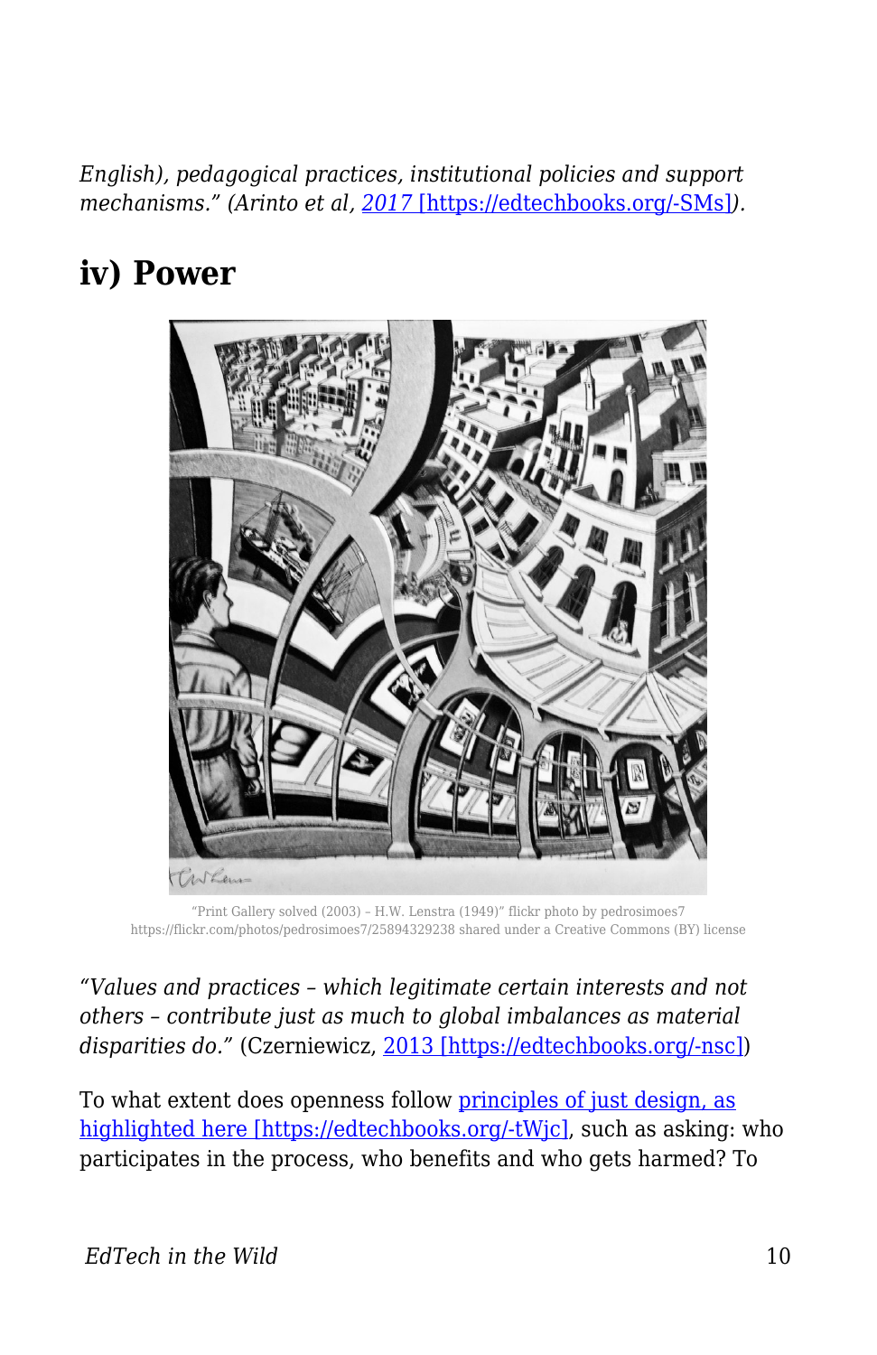*English), pedagogical practices, institutional policies and support mechanisms." (Arinto et al, [2017 [https://edtechbooks.org/-SMs]](https://edtechbooks.org/-SMs)).*

## iv) Power

"Print Gallery solved (2003) – H.W. Lenstra (1949)" flickr photo by pedrosimoes7 https://flickr.com/photos/pedrosimoes7/25894329238 shared under a Creative Commons (BY) license

*"Values and practices – which legitimate certain interests and not others – contribute just as much to global imbalances as material disparities do."* (Czerniewicz, [2013 [https://edtechbooks.org/-nsc]](https://edtechbooks.org/-nsc))

To what extent does openness follow [principles of just design, as highlighted here [https://edtechbooks.org/-tWjc]](https://edtechbooks.org/-tWjc), such as asking: who participates in the process, who benefits and who gets harmed? To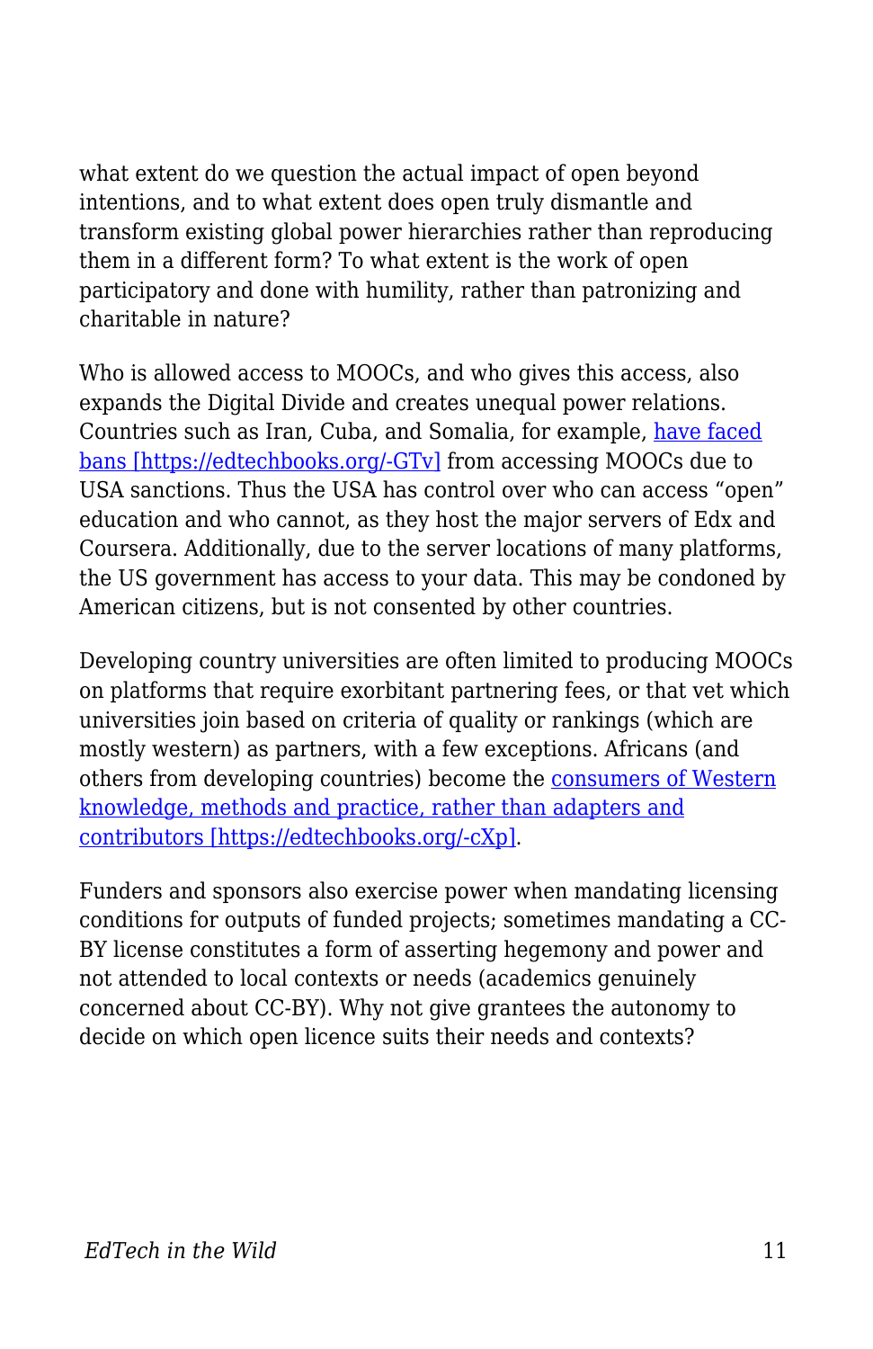what extent do we question the actual impact of open beyond intentions, and to what extent does open truly dismantle and transform existing global power hierarchies rather than reproducing them in a different form? To what extent is the work of open participatory and done with humility, rather than patronizing and charitable in nature?

Who is allowed access to MOOCs, and who gives this access, also expands the Digital Divide and creates unequal power relations. Countries such as Iran, Cuba, and Somalia, for example, [have faced bans [https://edtechbooks.org/-GTv]](https://edtechbooks.org/-GTv) from accessing MOOCs due to USA sanctions. Thus the USA has control over who can access "open" education and who cannot, as they host the major servers of Edx and Coursera. Additionally, due to the server locations of many platforms, the US government has access to your data. This may be condoned by American citizens, but is not consented by other countries.

Developing country universities are often limited to producing MOOCs on platforms that require exorbitant partnering fees, or that vet which universities join based on criteria of quality or rankings (which are mostly western) as partners, with a few exceptions. Africans (and others from developing countries) become the [consumers of Western knowledge, methods and practice, rather than adapters and contributors [https://edtechbooks.org/-cXp]](https://edtechbooks.org/-cXp).

Funders and sponsors also exercise power when mandating licensing conditions for outputs of funded projects; sometimes mandating a CC-BY license constitutes a form of asserting hegemony and power and not attended to local contexts or needs (academics genuinely concerned about CC-BY). Why not give grantees the autonomy to decide on which open licence suits their needs and contexts?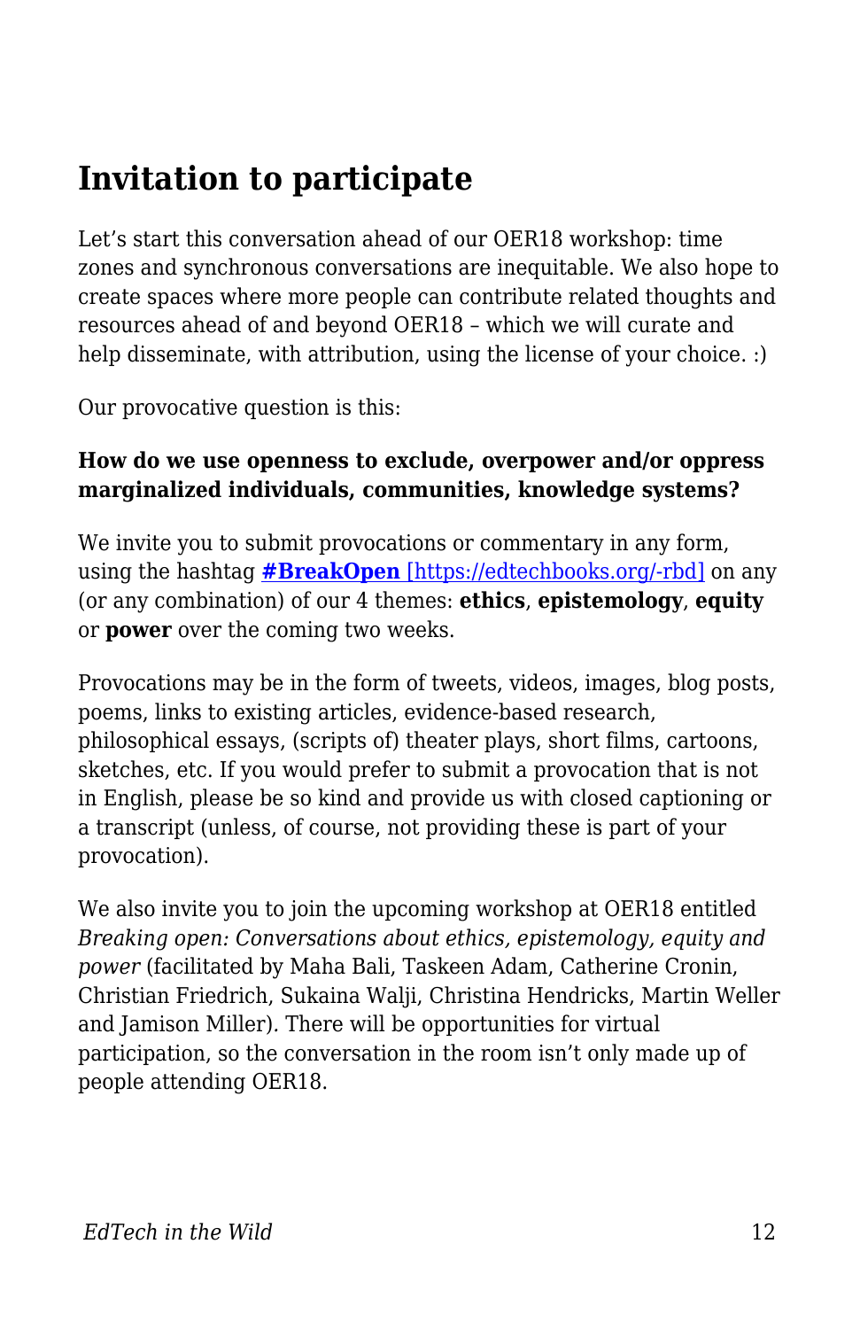## Invitation to participate

Let's start this conversation ahead of our OER18 workshop: time zones and synchronous conversations are inequitable. We also hope to create spaces where more people can contribute related thoughts and resources ahead of and beyond OER18 – which we will curate and help disseminate, with attribution, using the license of your choice. :)

Our provocative question is this:

**How do we use openness to exclude, overpower and/or oppress marginalized individuals, communities, knowledge systems?**

We invite you to submit provocations or commentary in any form, using the hashtag **#BreakOpen** [https://edtechbooks.org/-rbd] on any (or any combination) of our 4 themes: **ethics**, **epistemology**, **equity** or **power** over the coming two weeks.

Provocations may be in the form of tweets, videos, images, blog posts, poems, links to existing articles, evidence-based research, philosophical essays, (scripts of) theater plays, short films, cartoons, sketches, etc. If you would prefer to submit a provocation that is not in English, please be so kind and provide us with closed captioning or a transcript (unless, of course, not providing these is part of your provocation).

We also invite you to join the upcoming workshop at OER18 entitled *Breaking open: Conversations about ethics, epistemology, equity and power* (facilitated by Maha Bali, Taskeen Adam, Catherine Cronin, Christian Friedrich, Sukaina Walji, Christina Hendricks, Martin Weller and Jamison Miller). There will be opportunities for virtual participation, so the conversation in the room isn't only made up of people attending OER18.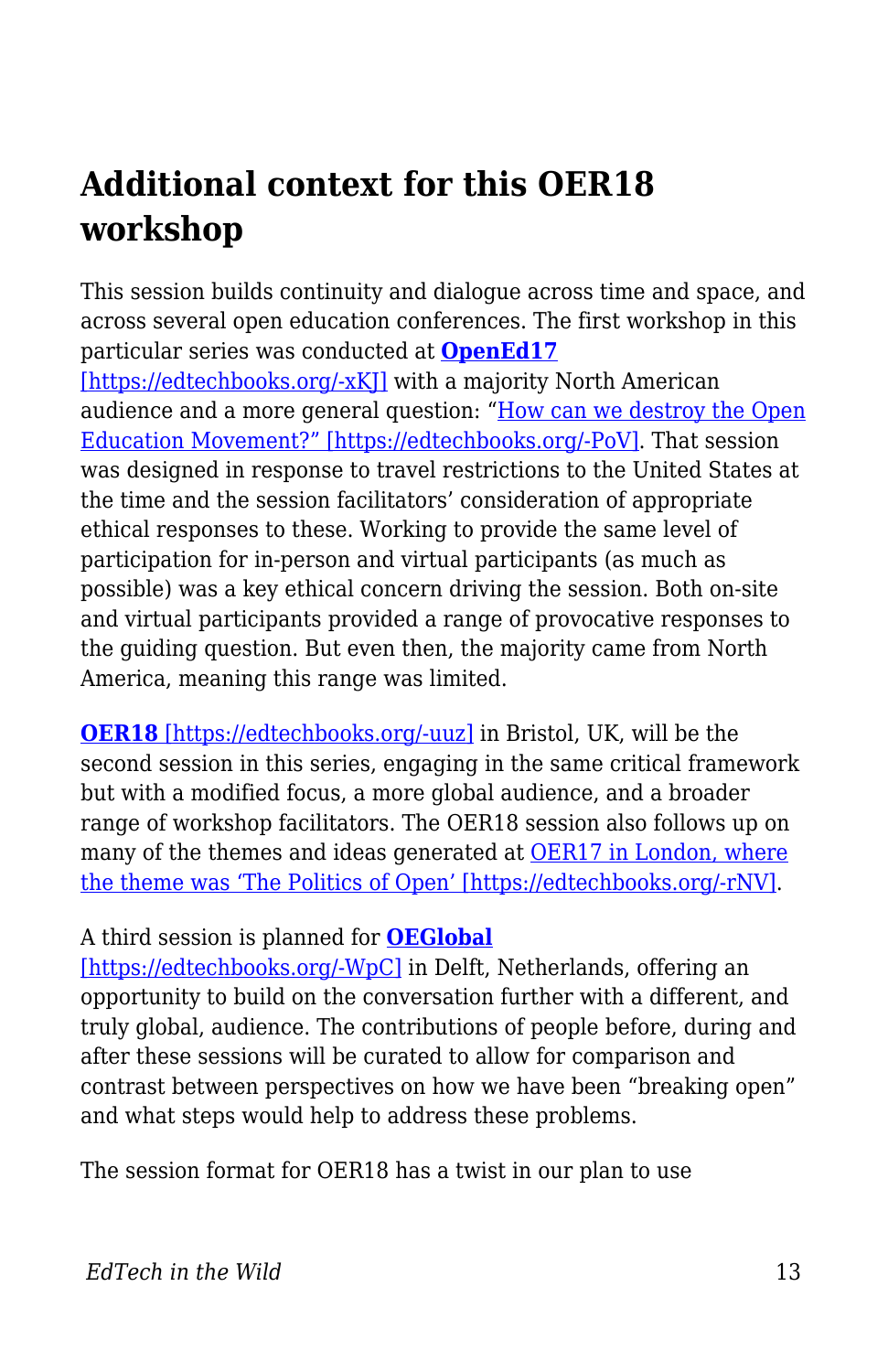## Additional context for this OER18 workshop

This session builds continuity and dialogue across time and space, and across several open education conferences. The first workshop in this particular series was conducted at **OpenEd17** [https://edtechbooks.org/-xKJ] with a majority North American audience and a more general question: "How can we destroy the Open Education Movement?" [https://edtechbooks.org/-PoV]. That session was designed in response to travel restrictions to the United States at the time and the session facilitators' consideration of appropriate ethical responses to these. Working to provide the same level of participation for in-person and virtual participants (as much as possible) was a key ethical concern driving the session. Both on-site and virtual participants provided a range of provocative responses to the guiding question. But even then, the majority came from North America, meaning this range was limited.

**OER18** [https://edtechbooks.org/-uuz] in Bristol, UK, will be the second session in this series, engaging in the same critical framework but with a modified focus, a more global audience, and a broader range of workshop facilitators. The OER18 session also follows up on many of the themes and ideas generated at OER17 in London, where the theme was 'The Politics of Open' [https://edtechbooks.org/-rNV].

A third session is planned for **OEGlobal** [https://edtechbooks.org/-WpC] in Delft, Netherlands, offering an opportunity to build on the conversation further with a different, and truly global, audience. The contributions of people before, during and after these sessions will be curated to allow for comparison and contrast between perspectives on how we have been "breaking open" and what steps would help to address these problems.

The session format for OER18 has a twist in our plan to use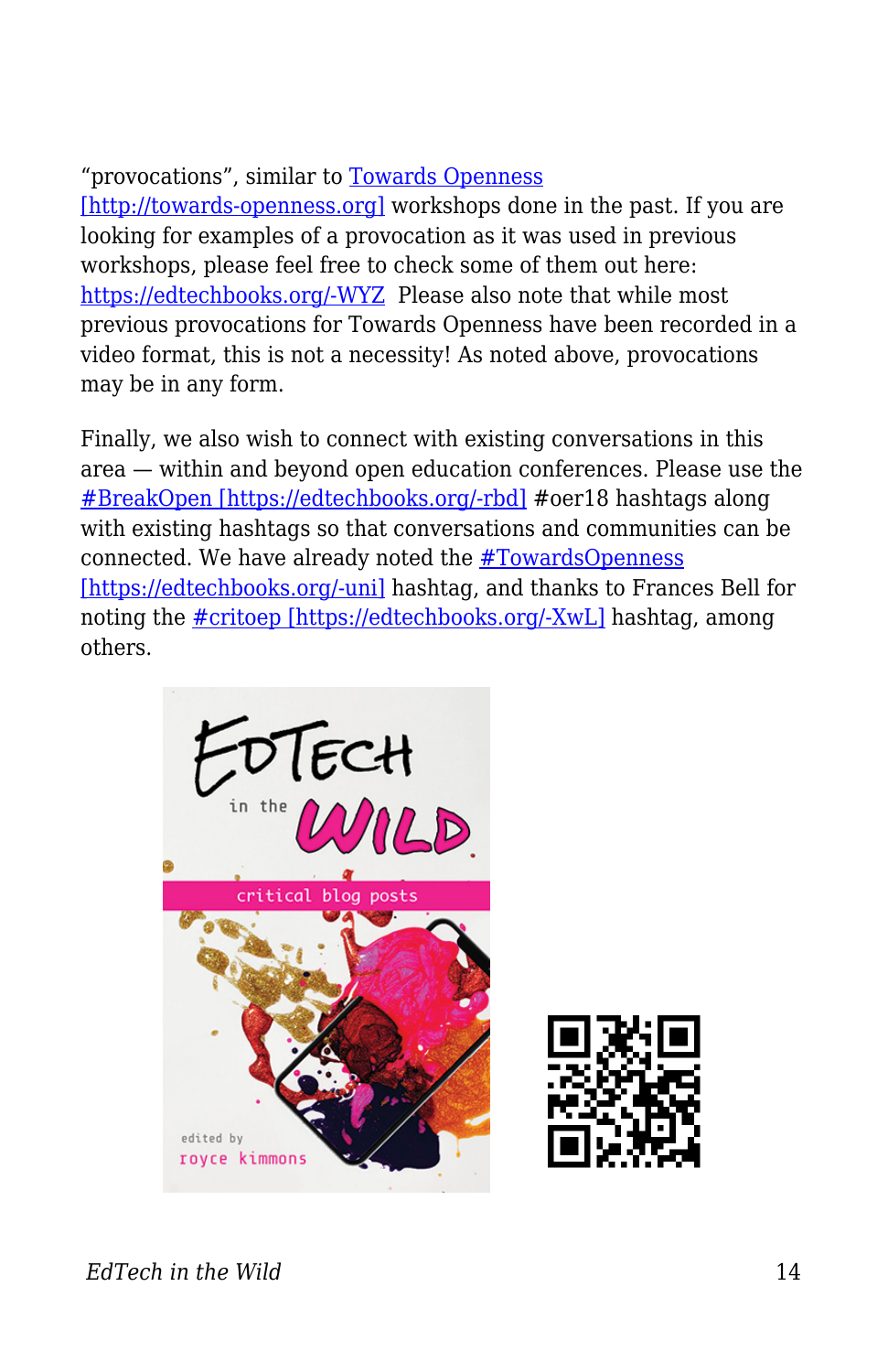"provocations", similar to Towards Openness [http://towards-openness.org] workshops done in the past. If you are looking for examples of a provocation as it was used in previous workshops, please feel free to check some of them out here: https://edtechbooks.org/-WYZ Please also note that while most previous provocations for Towards Openness have been recorded in a video format, this is not a necessity! As noted above, provocations may be in any form.

Finally, we also wish to connect with existing conversations in this area — within and beyond open education conferences. Please use the #BreakOpen [https://edtechbooks.org/-rbd] #oer18 hashtags along with existing hashtags so that conversations and communities can be connected. We have already noted the #TowardsOpenness [https://edtechbooks.org/-uni] hashtag, and thanks to Frances Bell for noting the #critoep [https://edtechbooks.org/-XwL] hashtag, among others.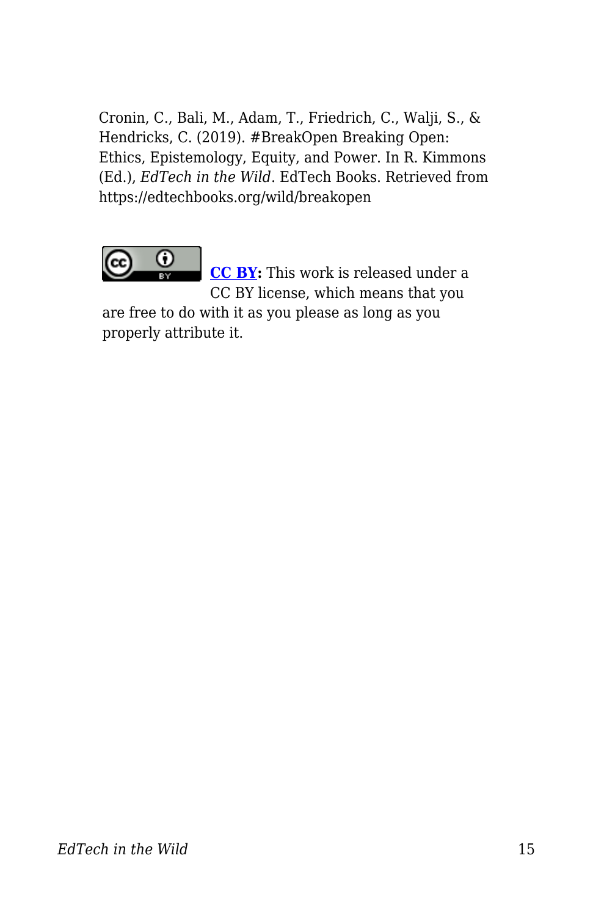Cronin, C., Bali, M., Adam, T., Friedrich, C., Walji, S., & Hendricks, C. (2019). #BreakOpen Breaking Open: Ethics, Epistemology, Equity, and Power. In R. Kimmons (Ed.), *EdTech in the Wild*. EdTech Books. Retrieved from https://edtechbooks.org/wild/breakopen

**CC BY:** This work is released under a CC BY license, which means that you are free to do with it as you please as long as you properly attribute it.